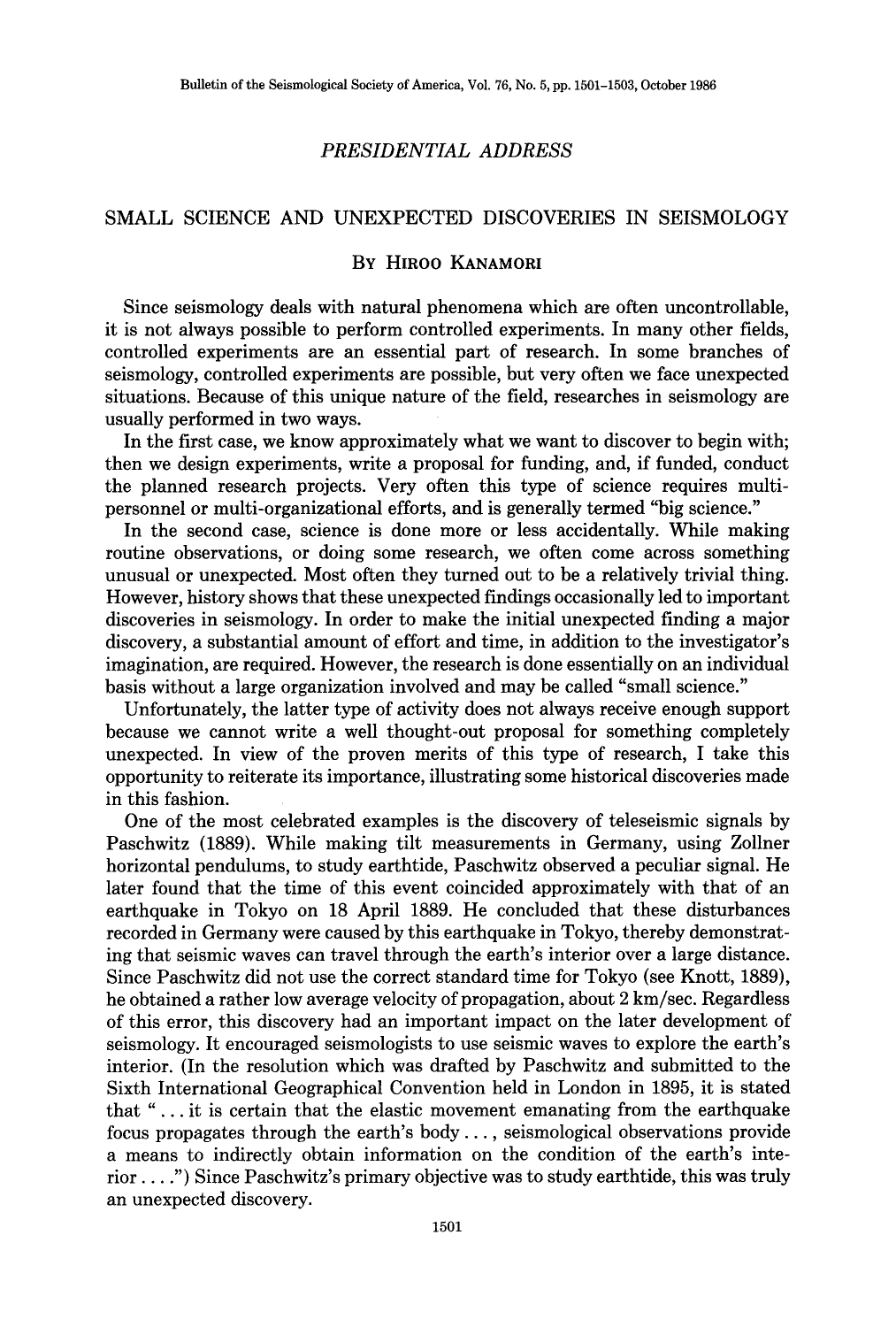*PRESIDENTIAL ADDRESS*

# SMALL SCIENCE AND UNEXPECTED DISCOVERIES IN SEISMOLOGY

By Hiroo Kanamori

Since seismology deals with natural phenomena which are often uncontrollable, it is not always possible to perform controlled experiments. In many other fields, controlled experiments are an essential part of research. In some branches of seismology, controlled experiments are possible, but very often we face unexpected situations. Because of this unique nature of the field, researches in seismology are usually performed in two ways.

In the first case, we know approximately what we want to discover to begin with; then we design experiments, write a proposal for funding, and, if funded, conduct the planned research projects. Very often this type of science requires multi-personnel or multi-organizational efforts, and is generally termed "big science."

In the second case, science is done more or less accidentally. While making routine observations, or doing some research, we often come across something unusual or unexpected. Most often they turned out to be a relatively trivial thing. However, history shows that these unexpected findings occasionally led to important discoveries in seismology. In order to make the initial unexpected finding a major discovery, a substantial amount of effort and time, in addition to the investigator's imagination, are required. However, the research is done essentially on an individual basis without a large organization involved and may be called "small science."

Unfortunately, the latter type of activity does not always receive enough support because we cannot write a well thought-out proposal for something completely unexpected. In view of the proven merits of this type of research, I take this opportunity to reiterate its importance, illustrating some historical discoveries made in this fashion.

One of the most celebrated examples is the discovery of teleseismic signals by Paschwitz (1889). While making tilt measurements in Germany, using Zollner horizontal pendulums, to study earthtide, Paschwitz observed a peculiar signal. He later found that the time of this event coincided approximately with that of an earthquake in Tokyo on 18 April 1889. He concluded that these disturbances recorded in Germany were caused by this earthquake in Tokyo, thereby demonstrating that seismic waves can travel through the earth's interior over a large distance. Since Paschwitz did not use the correct standard time for Tokyo (see Knott, 1889), he obtained a rather low average velocity of propagation, about 2 km/sec. Regardless of this error, this discovery had an important impact on the later development of seismology. It encouraged seismologists to use seismic waves to explore the earth's interior. (In the resolution which was drafted by Paschwitz and submitted to the Sixth International Geographical Convention held in London in 1895, it is stated that "... it is certain that the elastic movement emanating from the earthquake focus propagates through the earth's body ..., seismological observations provide a means to indirectly obtain information on the condition of the earth's interior ....") Since Paschwitz's primary objective was to study earthtide, this was truly an unexpected discovery.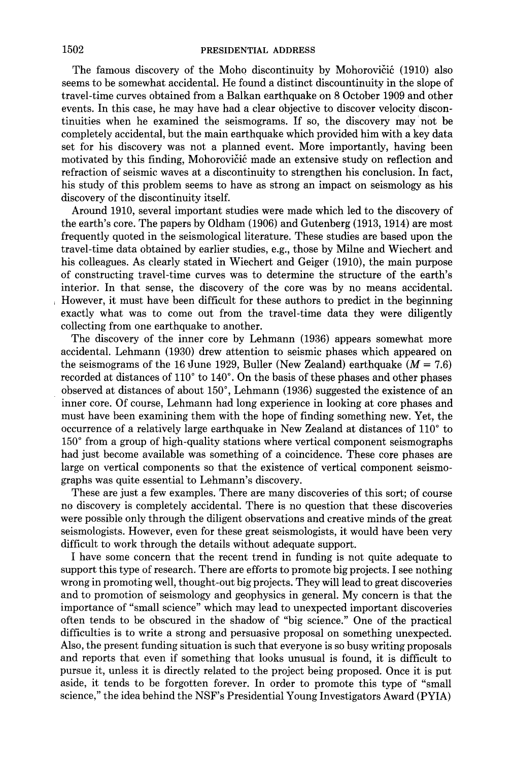The famous discovery of the Moho discontinuity by Mohorovičić (1910) also seems to be somewhat accidental. He found a distinct discountinuity in the slope of travel-time curves obtained from a Balkan earthquake on 8 October 1909 and other events. In this case, he may have had a clear objective to discover velocity discontinuities when he examined the seismograms. If so, the discovery may not be completely accidental, but the main earthquake which provided him with a key data set for his discovery was not a planned event. More importantly, having been motivated by this finding, Mohorovičić made an extensive study on reflection and refraction of seismic waves at a discontinuity to strengthen his conclusion. In fact, his study of this problem seems to have as strong an impact on seismology as his discovery of the discontinuity itself.

Around 1910, several important studies were made which led to the discovery of the earth's core. The papers by Oldham (1906) and Gutenberg (1913, 1914) are most frequently quoted in the seismological literature. These studies are based upon the travel-time data obtained by earlier studies, e.g., those by Milne and Wiechert and his colleagues. As clearly stated in Wiechert and Geiger (1910), the main purpose of constructing travel-time curves was to determine the structure of the earth's interior. In that sense, the discovery of the core was by no means accidental. However, it must have been difficult for these authors to predict in the beginning exactly what was to come out from the travel-time data they were diligently collecting from one earthquake to another.

The discovery of the inner core by Lehmann (1936) appears somewhat more accidental. Lehmann (1930) drew attention to seismic phases which appeared on the seismograms of the 16 June 1929, Buller (New Zealand) earthquake ($M = 7.6$) recorded at distances of 110° to 140°. On the basis of these phases and other phases observed at distances of about 150°, Lehmann (1936) suggested the existence of an inner core. Of course, Lehmann had long experience in looking at core phases and must have been examining them with the hope of finding something new. Yet, the occurrence of a relatively large earthquake in New Zealand at distances of 110° to 150° from a group of high-quality stations where vertical component seismographs had just become available was something of a coincidence. These core phases are large on vertical components so that the existence of vertical component seismographs was quite essential to Lehmann's discovery.

These are just a few examples. There are many discoveries of this sort; of course no discovery is completely accidental. There is no question that these discoveries were possible only through the diligent observations and creative minds of the great seismologists. However, even for these great seismologists, it would have been very difficult to work through the details without adequate support.

I have some concern that the recent trend in funding is not quite adequate to support this type of research. There are efforts to promote big projects. I see nothing wrong in promoting well, thought-out big projects. They will lead to great discoveries and to promotion of seismology and geophysics in general. My concern is that the importance of "small science" which may lead to unexpected important discoveries often tends to be obscured in the shadow of "big science." One of the practical difficulties is to write a strong and persuasive proposal on something unexpected. Also, the present funding situation is such that everyone is so busy writing proposals and reports that even if something that looks unusual is found, it is difficult to pursue it, unless it is directly related to the project being proposed. Once it is put aside, it tends to be forgotten forever. In order to promote this type of "small science," the idea behind the NSF's Presidential Young Investigators Award (PYIA)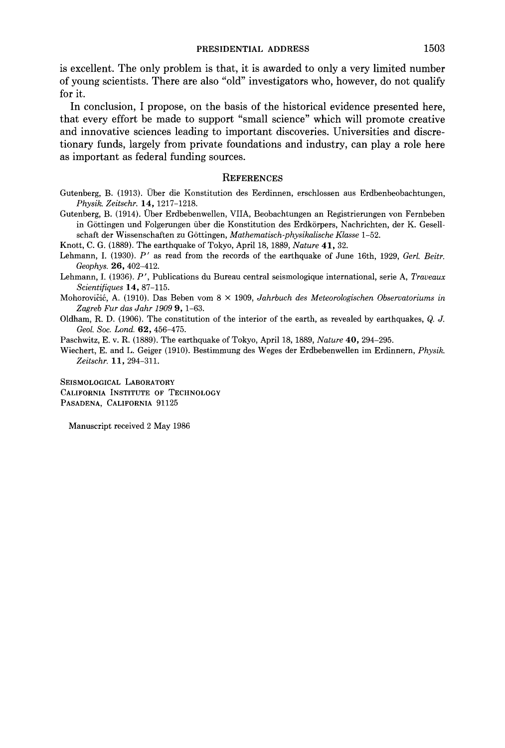is excellent. The only problem is that, it is awarded to only a very limited number of young scientists. There are also "old" investigators who, however, do not qualify for it.

In conclusion, I propose, on the basis of the historical evidence presented here, that every effort be made to support "small science" which will promote creative and innovative sciences leading to important discoveries. Universities and discretionary funds, largely from private foundations and industry, can play a role here as important as federal funding sources.

## REFERENCES

Gutenberg, B. (1913). Über die Konstitution des Eerdinnen, erschlossen aus Erdbenbeobachtungen, *Physik. Zeitschr.* **14,** 1217–1218.

Gutenberg, B. (1914). Über Erdbebenwellen, VIIA, Beobachtungen an Registrierungen von Fernbeben in Göttingen und Folgerungen über die Konstitution des Erdkörpers, Nachrichten, der K. Gesellschaft der Wissenschaften zu Göttingen, *Mathematisch-physikalische Klasse* 1–52.

Knott, C. G. (1889). The earthquake of Tokyo, April 18, 1889, *Nature* **41,** 32.

Lehmann, I. (1930). *P′* as read from the records of the earthquake of June 16th, 1929, *Gerl. Beitr. Geophys.* **26,** 402–412.

Lehmann, I. (1936). *P′*, Publications du Bureau central seismologique international, serie A, *Traveaux Scientifiques* **14,** 87–115.

Mohorovičić, A. (1910). Das Beben vom 8 × 1909, *Jahrbuch des Meteorologischen Observatoriums in Zagreb Fur das Jahr 1909* **9,** 1–63.

Oldham, R. D. (1906). The constitution of the interior of the earth, as revealed by earthquakes, *Q. J. Geol. Soc. Lond.* **62,** 456–475.

Paschwitz, E. v. R. (1889). The earthquake of Tokyo, April 18, 1889, *Nature* **40,** 294–295.

Wiechert, E. and L. Geiger (1910). Bestimmung des Weges der Erdbebenwellen im Erdinnern, *Physik. Zeitschr.* **11,** 294–311.

SEISMOLOGICAL LABORATORY
CALIFORNIA INSTITUTE OF TECHNOLOGY
PASADENA, CALIFORNIA 91125

Manuscript received 2 May 1986